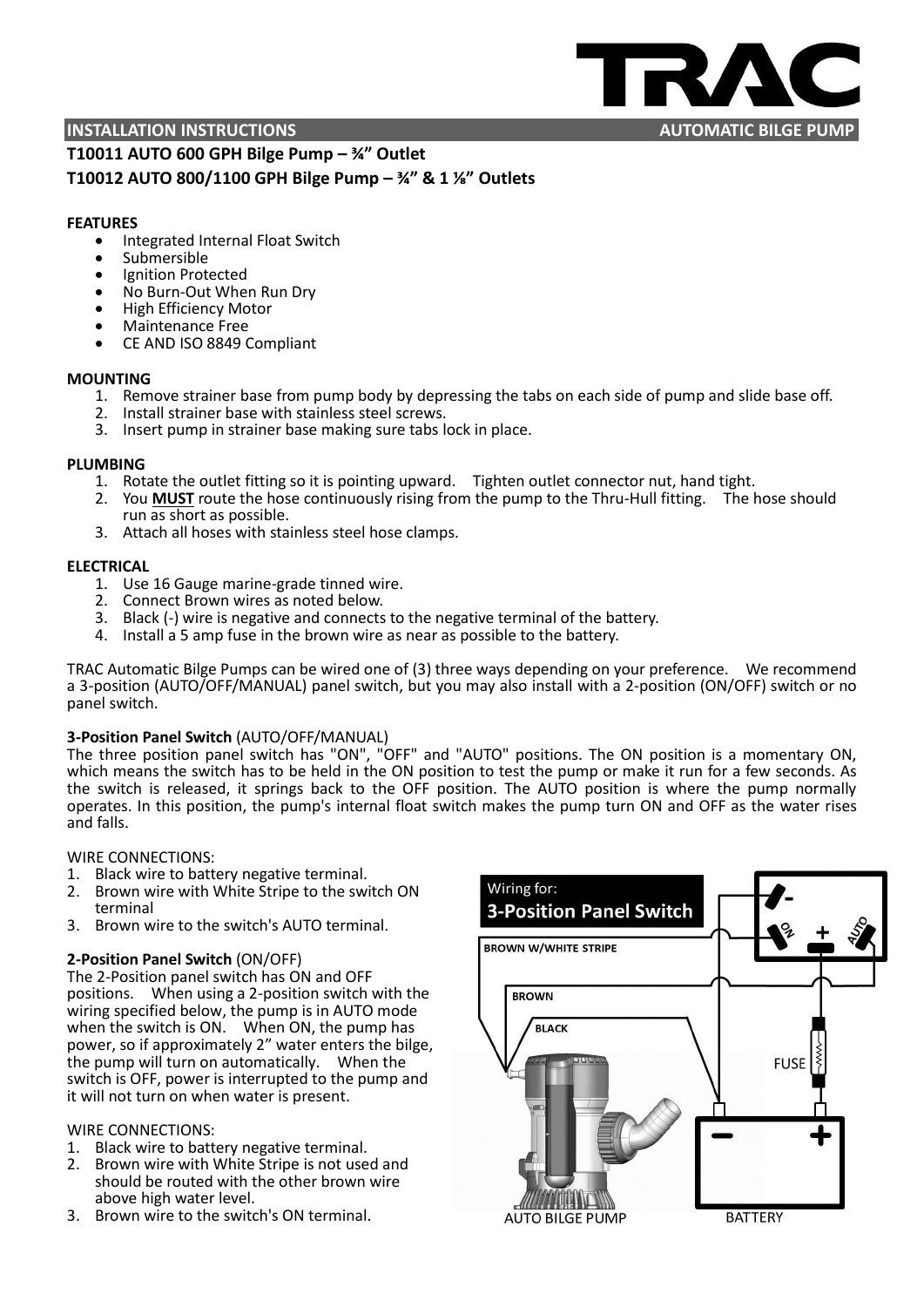# TRAC

**INSTALLATION INSTRUCTIONS** **AUTOMATIC BILGE PUMP**

**T10011 AUTO 600 GPH Bilge Pump – ¾" Outlet**
**T10012 AUTO 800/1100 GPH Bilge Pump – ¾" & 1 ⅛" Outlets**

**FEATURES**

- Integrated Internal Float Switch
- Submersible
- Ignition Protected
- No Burn-Out When Run Dry
- High Efficiency Motor
- Maintenance Free
- CE AND ISO 8849 Compliant

**MOUNTING**

1. Remove strainer base from pump body by depressing the tabs on each side of pump and slide base off.
2. Install strainer base with stainless steel screws.
3. Insert pump in strainer base making sure tabs lock in place.

**PLUMBING**

1. Rotate the outlet fitting so it is pointing upward. Tighten outlet connector nut, hand tight.
2. You **MUST** route the hose continuously rising from the pump to the Thru-Hull fitting. The hose should run as short as possible.
3. Attach all hoses with stainless steel hose clamps.

**ELECTRICAL**

1. Use 16 Gauge marine-grade tinned wire.
2. Connect Brown wires as noted below.
3. Black (-) wire is negative and connects to the negative terminal of the battery.
4. Install a 5 amp fuse in the brown wire as near as possible to the battery.

TRAC Automatic Bilge Pumps can be wired one of (3) three ways depending on your preference. We recommend a 3-position (AUTO/OFF/MANUAL) panel switch, but you may also install with a 2-position (ON/OFF) switch or no panel switch.

**3-Position Panel Switch** (AUTO/OFF/MANUAL)
The three position panel switch has "ON", "OFF" and "AUTO" positions. The ON position is a momentary ON, which means the switch has to be held in the ON position to test the pump or make it run for a few seconds. As the switch is released, it springs back to the OFF position. The AUTO position is where the pump normally operates. In this position, the pump's internal float switch makes the pump turn ON and OFF as the water rises and falls.

WIRE CONNECTIONS:

1. Black wire to battery negative terminal.
2. Brown wire with White Stripe to the switch ON terminal
3. Brown wire to the switch's AUTO terminal.

**2-Position Panel Switch** (ON/OFF)
The 2-Position panel switch has ON and OFF positions. When using a 2-position switch with the wiring specified below, the pump is in AUTO mode when the switch is ON. When ON, the pump has power, so if approximately 2" water enters the bilge, the pump will turn on automatically. When the switch is OFF, power is interrupted to the pump and it will not turn on when water is present.

WIRE CONNECTIONS:

1. Black wire to battery negative terminal.
2. Brown wire with White Stripe is not used and should be routed with the other brown wire above high water level.
3. Brown wire to the switch's ON terminal.

Wiring for:
**3-Position Panel Switch**

BROWN W/WHITE STRIPE
BROWN
BLACK
ON + AUTO
FUSE
AUTO BILGE PUMP
BATTERY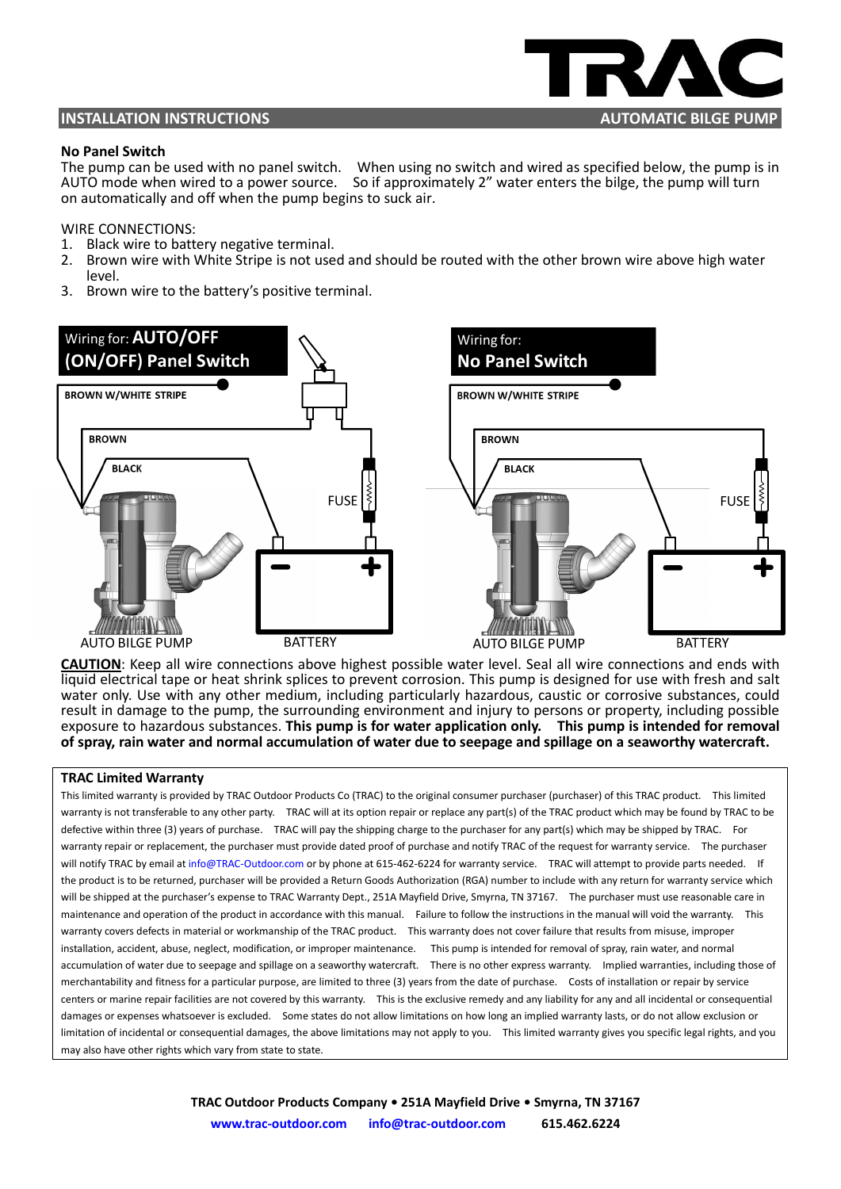**INSTALLATION INSTRUCTIONS** **AUTOMATIC BILGE PUMP**

**No Panel Switch**

The pump can be used with no panel switch. When using no switch and wired as specified below, the pump is in AUTO mode when wired to a power source. So if approximately 2" water enters the bilge, the pump will turn on automatically and off when the pump begins to suck air.

WIRE CONNECTIONS:

1. Black wire to battery negative terminal.
2. Brown wire with White Stripe is not used and should be routed with the other brown wire above high water level.
3. Brown wire to the battery's positive terminal.

Wiring for: **AUTO/OFF (ON/OFF) Panel Switch**

BROWN W/WHITE STRIPE
BROWN
BLACK
FUSE
AUTO BILGE PUMP
BATTERY

Wiring for: **No Panel Switch**

BROWN W/WHITE STRIPE
BROWN
BLACK
FUSE
AUTO BILGE PUMP
BATTERY

**CAUTION**: Keep all wire connections above highest possible water level. Seal all wire connections and ends with liquid electrical tape or heat shrink splices to prevent corrosion. This pump is designed for use with fresh and salt water only. Use with any other medium, including particularly hazardous, caustic or corrosive substances, could result in damage to the pump, the surrounding environment and injury to persons or property, including possible exposure to hazardous substances. **This pump is for water application only. This pump is intended for removal of spray, rain water and normal accumulation of water due to seepage and spillage on a seaworthy watercraft.**

**TRAC Limited Warranty**

This limited warranty is provided by TRAC Outdoor Products Co (TRAC) to the original consumer purchaser (purchaser) of this TRAC product. This limited warranty is not transferable to any other party. TRAC will at its option repair or replace any part(s) of the TRAC product which may be found by TRAC to be defective within three (3) years of purchase. TRAC will pay the shipping charge to the purchaser for any part(s) which may be shipped by TRAC. For warranty repair or replacement, the purchaser must provide dated proof of purchase and notify TRAC of the request for warranty service. The purchaser will notify TRAC by email at info@TRAC-Outdoor.com or by phone at 615-462-6224 for warranty service. TRAC will attempt to provide parts needed. If the product is to be returned, purchaser will be provided a Return Goods Authorization (RGA) number to include with any return for warranty service which will be shipped at the purchaser's expense to TRAC Warranty Dept., 251A Mayfield Drive, Smyrna, TN 37167. The purchaser must use reasonable care in maintenance and operation of the product in accordance with this manual. Failure to follow the instructions in the manual will void the warranty. This warranty covers defects in material or workmanship of the TRAC product. This warranty does not cover failure that results from misuse, improper installation, accident, abuse, neglect, modification, or improper maintenance. This pump is intended for removal of spray, rain water, and normal accumulation of water due to seepage and spillage on a seaworthy watercraft. There is no other express warranty. Implied warranties, including those of merchantability and fitness for a particular purpose, are limited to three (3) years from the date of purchase. Costs of installation or repair by service centers or marine repair facilities are not covered by this warranty. This is the exclusive remedy and any liability for any and all incidental or consequential damages or expenses whatsoever is excluded. Some states do not allow limitations on how long an implied warranty lasts, or do not allow exclusion or limitation of incidental or consequential damages, the above limitations may not apply to you. This limited warranty gives you specific legal rights, and you may also have other rights which vary from state to state.

**TRAC Outdoor Products Company • 251A Mayfield Drive • Smyrna, TN 37167**

**www.trac-outdoor.com** **info@trac-outdoor.com** **615.462.6224**